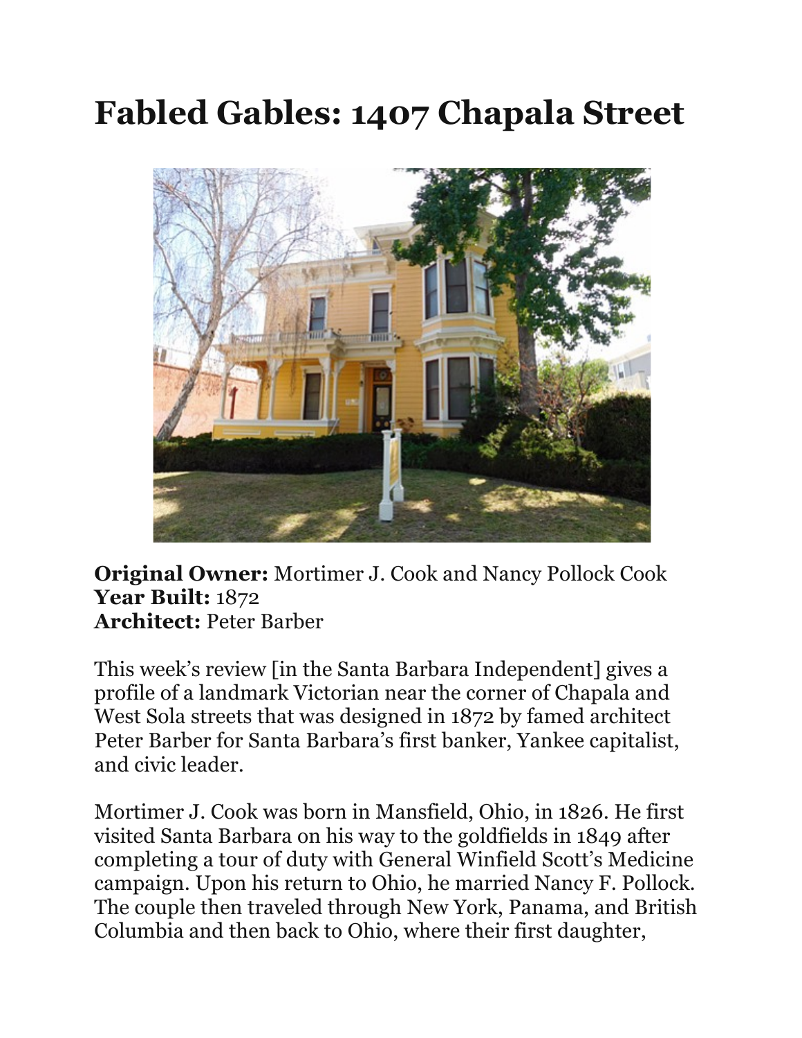# Fabled Gables: 1407 Chapala Street

**Original Owner:** Mortimer J. Cook and Nancy Pollock Cook
**Year Built:** 1872
**Architect:** Peter Barber

This week's review [in the Santa Barbara Independent] gives a profile of a landmark Victorian near the corner of Chapala and West Sola streets that was designed in 1872 by famed architect Peter Barber for Santa Barbara's first banker, Yankee capitalist, and civic leader.

Mortimer J. Cook was born in Mansfield, Ohio, in 1826. He first visited Santa Barbara on his way to the goldfields in 1849 after completing a tour of duty with General Winfield Scott's Medicine campaign. Upon his return to Ohio, he married Nancy F. Pollock. The couple then traveled through New York, Panama, and British Columbia and then back to Ohio, where their first daughter,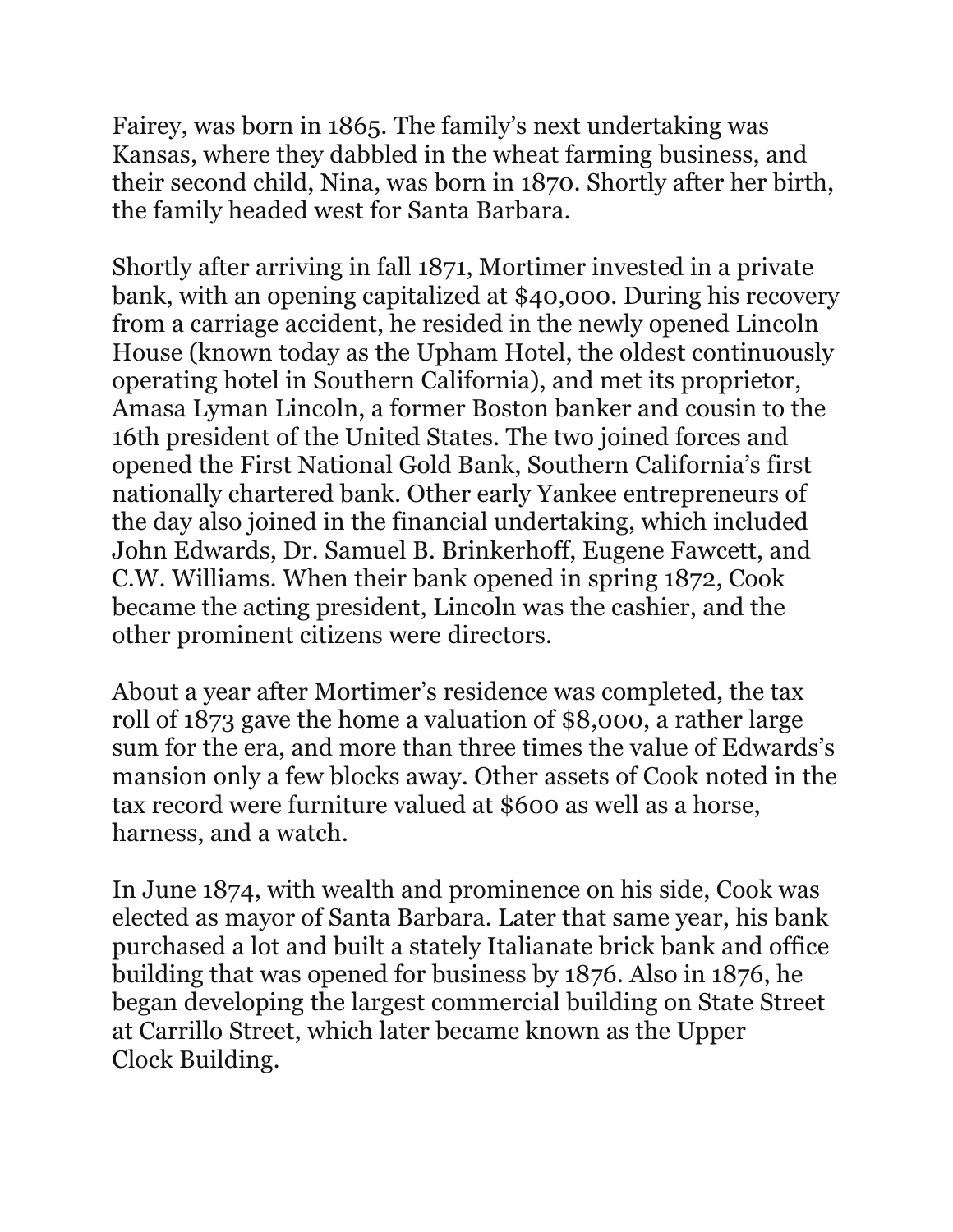Fairey, was born in 1865. The family's next undertaking was Kansas, where they dabbled in the wheat farming business, and their second child, Nina, was born in 1870. Shortly after her birth, the family headed west for Santa Barbara.

Shortly after arriving in fall 1871, Mortimer invested in a private bank, with an opening capitalized at $40,000. During his recovery from a carriage accident, he resided in the newly opened Lincoln House (known today as the Upham Hotel, the oldest continuously operating hotel in Southern California), and met its proprietor, Amasa Lyman Lincoln, a former Boston banker and cousin to the 16th president of the United States. The two joined forces and opened the First National Gold Bank, Southern California's first nationally chartered bank. Other early Yankee entrepreneurs of the day also joined in the financial undertaking, which included John Edwards, Dr. Samuel B. Brinkerhoff, Eugene Fawcett, and C.W. Williams. When their bank opened in spring 1872, Cook became the acting president, Lincoln was the cashier, and the other prominent citizens were directors.

About a year after Mortimer's residence was completed, the tax roll of 1873 gave the home a valuation of $8,000, a rather large sum for the era, and more than three times the value of Edwards's mansion only a few blocks away. Other assets of Cook noted in the tax record were furniture valued at $600 as well as a horse, harness, and a watch.

In June 1874, with wealth and prominence on his side, Cook was elected as mayor of Santa Barbara. Later that same year, his bank purchased a lot and built a stately Italianate brick bank and office building that was opened for business by 1876. Also in 1876, he began developing the largest commercial building on State Street at Carrillo Street, which later became known as the Upper Clock Building.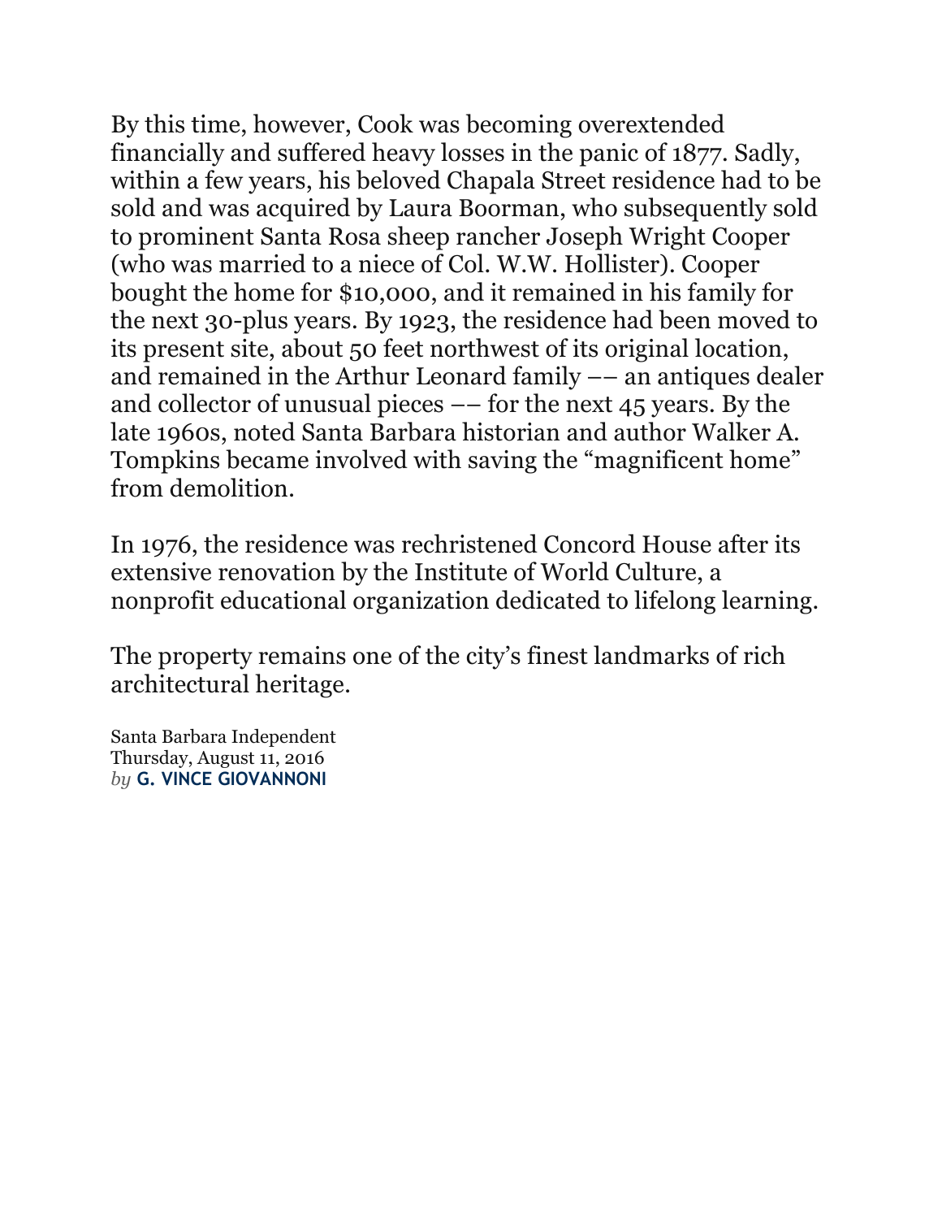By this time, however, Cook was becoming overextended financially and suffered heavy losses in the panic of 1877. Sadly, within a few years, his beloved Chapala Street residence had to be sold and was acquired by Laura Boorman, who subsequently sold to prominent Santa Rosa sheep rancher Joseph Wright Cooper (who was married to a niece of Col. W.W. Hollister). Cooper bought the home for $10,000, and it remained in his family for the next 30-plus years. By 1923, the residence had been moved to its present site, about 50 feet northwest of its original location, and remained in the Arthur Leonard family –– an antiques dealer and collector of unusual pieces –– for the next 45 years. By the late 1960s, noted Santa Barbara historian and author Walker A. Tompkins became involved with saving the "magnificent home" from demolition.

In 1976, the residence was rechristened Concord House after its extensive renovation by the Institute of World Culture, a nonprofit educational organization dedicated to lifelong learning.

The property remains one of the city's finest landmarks of rich architectural heritage.

Santa Barbara Independent
Thursday, August 11, 2016
*by* **G. VINCE GIOVANNONI**